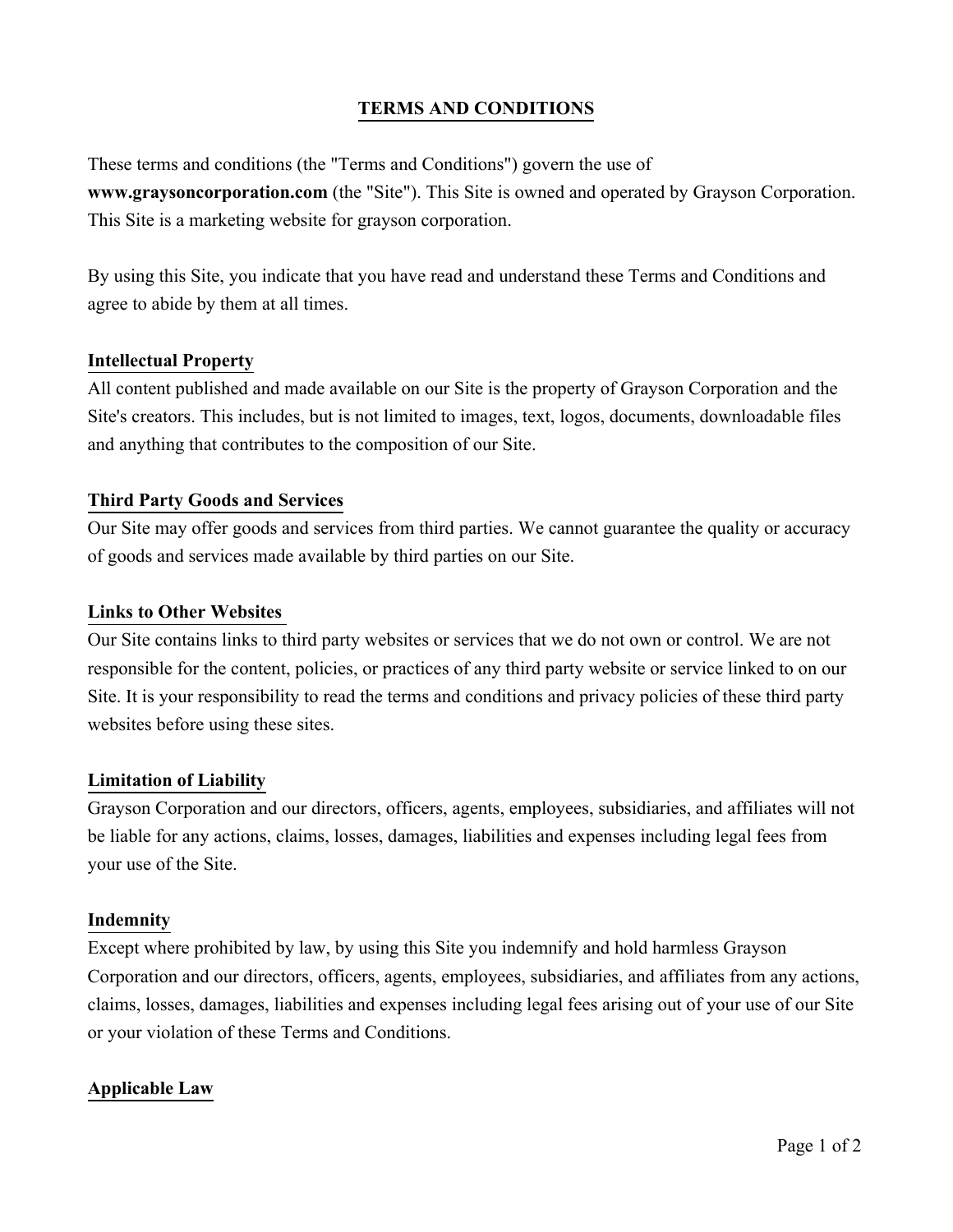# TERMS AND CONDITIONS

These terms and conditions (the "Terms and Conditions") govern the use of **www.graysoncorporation.com** (the "Site"). This Site is owned and operated by Grayson Corporation. This Site is a marketing website for grayson corporation.

By using this Site, you indicate that you have read and understand these Terms and Conditions and agree to abide by them at all times.

## Intellectual Property

All content published and made available on our Site is the property of Grayson Corporation and the Site's creators. This includes, but is not limited to images, text, logos, documents, downloadable files and anything that contributes to the composition of our Site.

## Third Party Goods and Services

Our Site may offer goods and services from third parties. We cannot guarantee the quality or accuracy of goods and services made available by third parties on our Site.

## Links to Other Websites

Our Site contains links to third party websites or services that we do not own or control. We are not responsible for the content, policies, or practices of any third party website or service linked to on our Site. It is your responsibility to read the terms and conditions and privacy policies of these third party websites before using these sites.

## Limitation of Liability

Grayson Corporation and our directors, officers, agents, employees, subsidiaries, and affiliates will not be liable for any actions, claims, losses, damages, liabilities and expenses including legal fees from your use of the Site.

## Indemnity

Except where prohibited by law, by using this Site you indemnify and hold harmless Grayson Corporation and our directors, officers, agents, employees, subsidiaries, and affiliates from any actions, claims, losses, damages, liabilities and expenses including legal fees arising out of your use of our Site or your violation of these Terms and Conditions.

## Applicable Law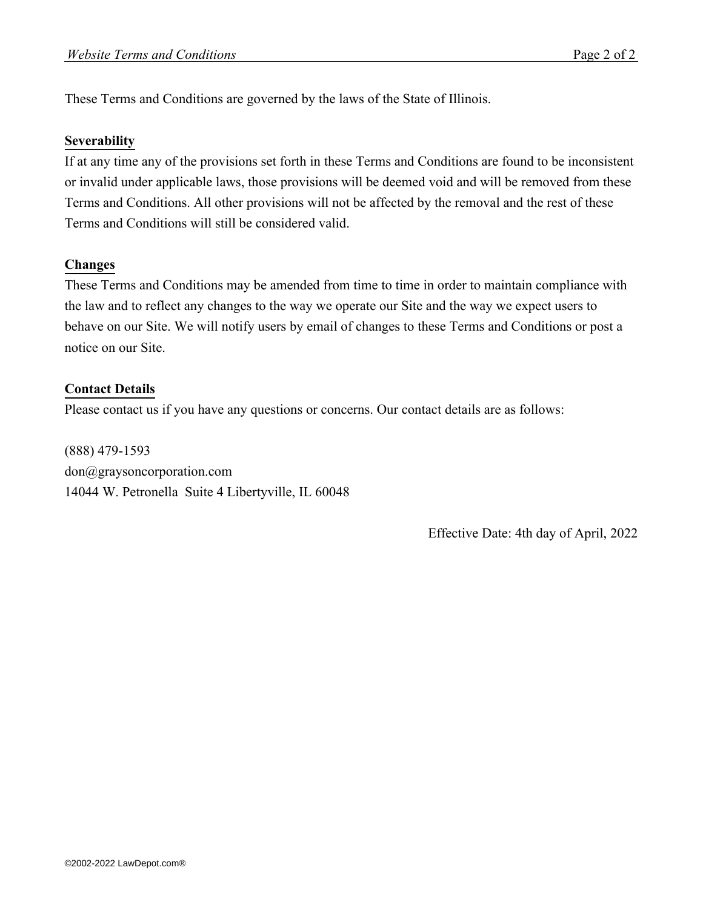These Terms and Conditions are governed by the laws of the State of Illinois.

## Severability

If at any time any of the provisions set forth in these Terms and Conditions are found to be inconsistent or invalid under applicable laws, those provisions will be deemed void and will be removed from these Terms and Conditions. All other provisions will not be affected by the removal and the rest of these Terms and Conditions will still be considered valid.

## Changes

These Terms and Conditions may be amended from time to time in order to maintain compliance with the law and to reflect any changes to the way we operate our Site and the way we expect users to behave on our Site. We will notify users by email of changes to these Terms and Conditions or post a notice on our Site.

## Contact Details

Please contact us if you have any questions or concerns. Our contact details are as follows:

(888) 479-1593
don@graysoncorporation.com
14044 W. Petronella  Suite 4 Libertyville, IL 60048

Effective Date: 4th day of April, 2022

©2002-2022 LawDepot.com®